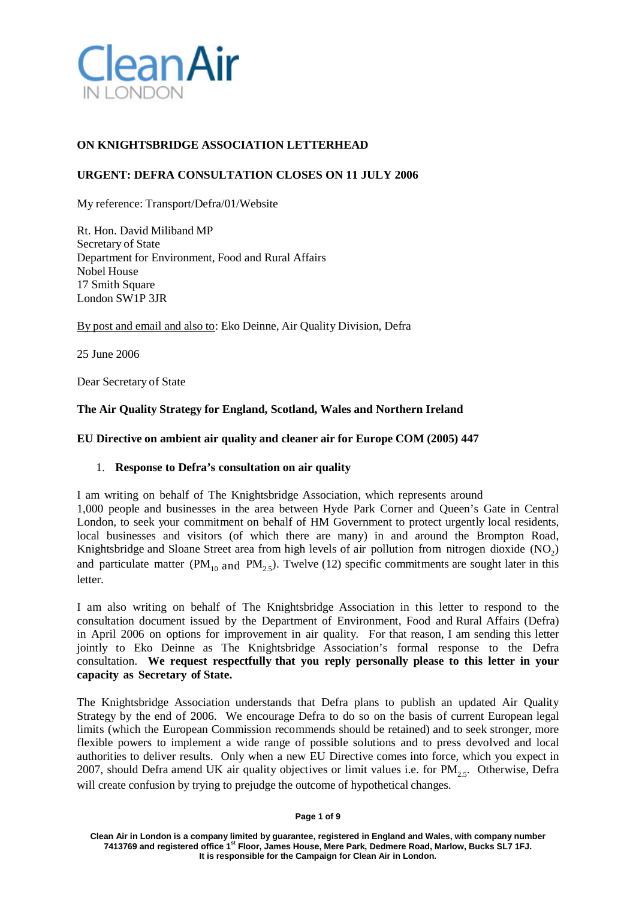Clean Air IN LONDON

**ON KNIGHTSBRIDGE ASSOCIATION LETTERHEAD**

**URGENT: DEFRA CONSULTATION CLOSES ON 11 JULY 2006**

My reference: Transport/Defra/01/Website

Rt. Hon. David Miliband MP
Secretary of State
Department for Environment, Food and Rural Affairs
Nobel House
17 Smith Square
London SW1P 3JR

By post and email and also to: Eko Deinne, Air Quality Division, Defra

25 June 2006

Dear Secretary of State

**The Air Quality Strategy for England, Scotland, Wales and Northern Ireland**

**EU Directive on ambient air quality and cleaner air for Europe COM (2005) 447**

1. **Response to Defra's consultation on air quality**

I am writing on behalf of The Knightsbridge Association, which represents around 1,000 people and businesses in the area between Hyde Park Corner and Queen's Gate in Central London, to seek your commitment on behalf of HM Government to protect urgently local residents, local businesses and visitors (of which there are many) in and around the Brompton Road, Knightsbridge and Sloane Street area from high levels of air pollution from nitrogen dioxide ($NO_2$) and particulate matter ($PM_{10}$ and $PM_{2.5}$). Twelve (12) specific commitments are sought later in this letter.

I am also writing on behalf of The Knightsbridge Association in this letter to respond to the consultation document issued by the Department of Environment, Food and Rural Affairs (Defra) in April 2006 on options for improvement in air quality. For that reason, I am sending this letter jointly to Eko Deinne as The Knightsbridge Association's formal response to the Defra consultation. **We request respectfully that you reply personally please to this letter in your capacity as Secretary of State.**

The Knightsbridge Association understands that Defra plans to publish an updated Air Quality Strategy by the end of 2006. We encourage Defra to do so on the basis of current European legal limits (which the European Commission recommends should be retained) and to seek stronger, more flexible powers to implement a wide range of possible solutions and to press devolved and local authorities to deliver results. Only when a new EU Directive comes into force, which you expect in 2007, should Defra amend UK air quality objectives or limit values i.e. for $PM_{2.5}$. Otherwise, Defra will create confusion by trying to prejudge the outcome of hypothetical changes.

Clean Air in London is a company limited by guarantee, registered in England and Wales, with company number 7413769 and registered office 1st Floor, James House, Mere Park, Dedmere Road, Marlow, Bucks SL7 1FJ. It is responsible for the Campaign for Clean Air in London.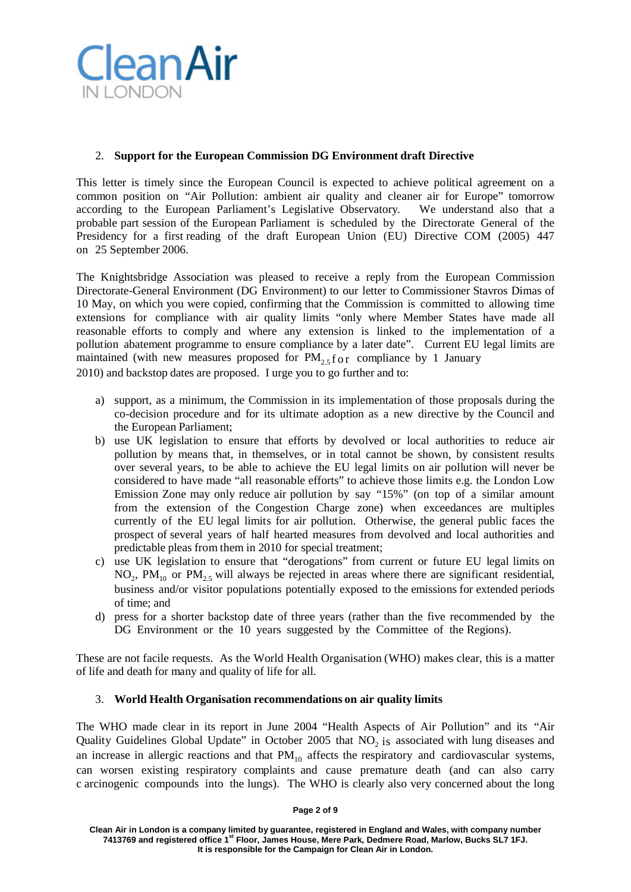## 2. Support for the European Commission DG Environment draft Directive

This letter is timely since the European Council is expected to achieve political agreement on a common position on "Air Pollution: ambient air quality and cleaner air for Europe" tomorrow according to the European Parliament's Legislative Observatory. We understand also that a probable part session of the European Parliament is scheduled by the Directorate General of the Presidency for a first reading of the draft European Union (EU) Directive COM (2005) 447 on 25 September 2006.

The Knightsbridge Association was pleased to receive a reply from the European Commission Directorate-General Environment (DG Environment) to our letter to Commissioner Stavros Dimas of 10 May, on which you were copied, confirming that the Commission is committed to allowing time extensions for compliance with air quality limits "only where Member States have made all reasonable efforts to comply and where any extension is linked to the implementation of a pollution abatement programme to ensure compliance by a later date". Current EU legal limits are maintained (with new measures proposed for $PM_{2.5}$ for compliance by 1 January 2010) and backstop dates are proposed. I urge you to go further and to:

a) support, as a minimum, the Commission in its implementation of those proposals during the co-decision procedure and for its ultimate adoption as a new directive by the Council and the European Parliament;
b) use UK legislation to ensure that efforts by devolved or local authorities to reduce air pollution by means that, in themselves, or in total cannot be shown, by consistent results over several years, to be able to achieve the EU legal limits on air pollution will never be considered to have made "all reasonable efforts" to achieve those limits e.g. the London Low Emission Zone may only reduce air pollution by say "15%" (on top of a similar amount from the extension of the Congestion Charge zone) when exceedances are multiples currently of the EU legal limits for air pollution. Otherwise, the general public faces the prospect of several years of half hearted measures from devolved and local authorities and predictable pleas from them in 2010 for special treatment;
c) use UK legislation to ensure that "derogations" from current or future EU legal limits on $NO_2$, $PM_{10}$ or $PM_{2.5}$ will always be rejected in areas where there are significant residential, business and/or visitor populations potentially exposed to the emissions for extended periods of time; and
d) press for a shorter backstop date of three years (rather than the five recommended by the DG Environment or the 10 years suggested by the Committee of the Regions).

These are not facile requests. As the World Health Organisation (WHO) makes clear, this is a matter of life and death for many and quality of life for all.

## 3. World Health Organisation recommendations on air quality limits

The WHO made clear in its report in June 2004 "Health Aspects of Air Pollution" and its "Air Quality Guidelines Global Update" in October 2005 that $NO_2$ is associated with lung diseases and an increase in allergic reactions and that $PM_{10}$ affects the respiratory and cardiovascular systems, can worsen existing respiratory complaints and cause premature death (and can also carry carcinogenic compounds into the lungs). The WHO is clearly also very concerned about the long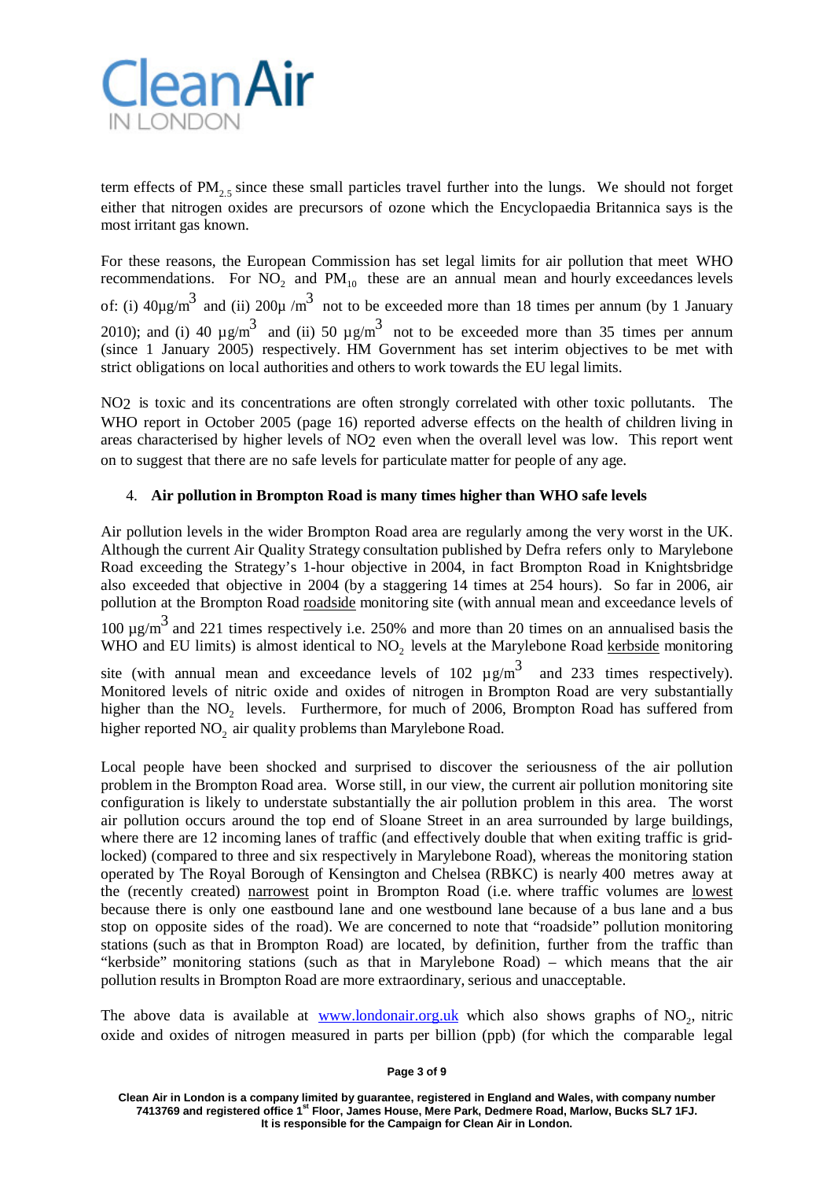term effects of $PM_{2.5}$ since these small particles travel further into the lungs. We should not forget either that nitrogen oxides are precursors of ozone which the Encyclopaedia Britannica says is the most irritant gas known.

For these reasons, the European Commission has set legal limits for air pollution that meet WHO recommendations. For $NO_2$ and $PM_{10}$ these are an annual mean and hourly exceedances levels of: (i) 40µg/$m^3$ and (ii) 200µ /$m^3$ not to be exceeded more than 18 times per annum (by 1 January 2010); and (i) 40 µg/$m^3$ and (ii) 50 µg/$m^3$ not to be exceeded more than 35 times per annum (since 1 January 2005) respectively. HM Government has set interim objectives to be met with strict obligations on local authorities and others to work towards the EU legal limits.

$NO_2$ is toxic and its concentrations are often strongly correlated with other toxic pollutants. The WHO report in October 2005 (page 16) reported adverse effects on the health of children living in areas characterised by higher levels of $NO_2$ even when the overall level was low. This report went on to suggest that there are no safe levels for particulate matter for people of any age.

4. **Air pollution in Brompton Road is many times higher than WHO safe levels**

Air pollution levels in the wider Brompton Road area are regularly among the very worst in the UK. Although the current Air Quality Strategy consultation published by Defra refers only to Marylebone Road exceeding the Strategy's 1-hour objective in 2004, in fact Brompton Road in Knightsbridge also exceeded that objective in 2004 (by a staggering 14 times at 254 hours). So far in 2006, air pollution at the Brompton Road roadside monitoring site (with annual mean and exceedance levels of 100 µg/$m^3$ and 221 times respectively i.e. 250% and more than 20 times on an annualised basis the WHO and EU limits) is almost identical to $NO_2$ levels at the Marylebone Road kerbside monitoring site (with annual mean and exceedance levels of 102 µg/$m^3$ and 233 times respectively). Monitored levels of nitric oxide and oxides of nitrogen in Brompton Road are very substantially higher than the $NO_2$ levels. Furthermore, for much of 2006, Brompton Road has suffered from higher reported $NO_2$ air quality problems than Marylebone Road.

Local people have been shocked and surprised to discover the seriousness of the air pollution problem in the Brompton Road area. Worse still, in our view, the current air pollution monitoring site configuration is likely to understate substantially the air pollution problem in this area. The worst air pollution occurs around the top end of Sloane Street in an area surrounded by large buildings, where there are 12 incoming lanes of traffic (and effectively double that when exiting traffic is grid-locked) (compared to three and six respectively in Marylebone Road), whereas the monitoring station operated by The Royal Borough of Kensington and Chelsea (RBKC) is nearly 400 metres away at the (recently created) narrowest point in Brompton Road (i.e. where traffic volumes are lowest because there is only one eastbound lane and one westbound lane because of a bus lane and a bus stop on opposite sides of the road). We are concerned to note that "roadside" pollution monitoring stations (such as that in Brompton Road) are located, by definition, further from the traffic than "kerbside" monitoring stations (such as that in Marylebone Road) – which means that the air pollution results in Brompton Road are more extraordinary, serious and unacceptable.

The above data is available at www.londonair.org.uk which also shows graphs of $NO_2$, nitric oxide and oxides of nitrogen measured in parts per billion (ppb) (for which the comparable legal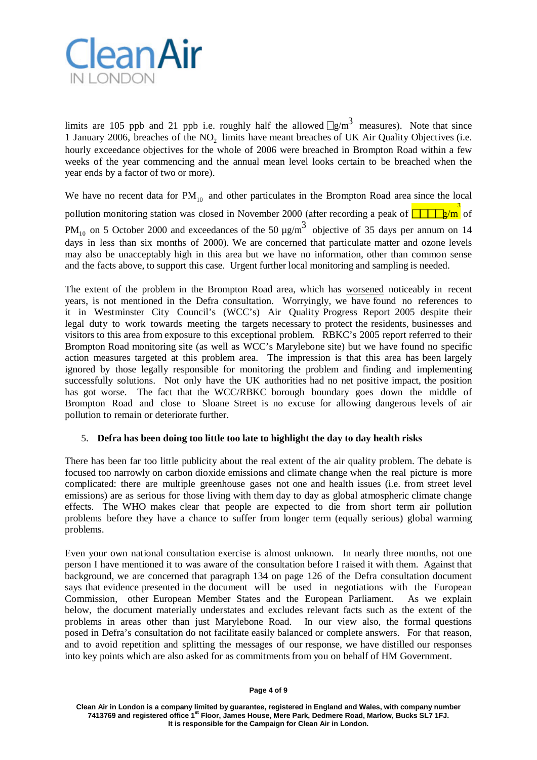limits are 105 ppb and 21 ppb i.e. roughly half the allowed □g/m$^3$ measures). Note that since 1 January 2006, breaches of the $NO_2$ limits have meant breaches of UK Air Quality Objectives (i.e. hourly exceedance objectives for the whole of 2006 were breached in Brompton Road within a few weeks of the year commencing and the annual mean level looks certain to be breached when the year ends by a factor of two or more).

We have no recent data for $PM_{10}$ and other particulates in the Brompton Road area since the local pollution monitoring station was closed in November 2000 (after recording a peak of □□□□g/m$^3$ of $PM_{10}$ on 5 October 2000 and exceedances of the 50 µg/m$^3$ objective of 35 days per annum on 14 days in less than six months of 2000). We are concerned that particulate matter and ozone levels may also be unacceptably high in this area but we have no information, other than common sense and the facts above, to support this case. Urgent further local monitoring and sampling is needed.

The extent of the problem in the Brompton Road area, which has worsened noticeably in recent years, is not mentioned in the Defra consultation. Worryingly, we have found no references to it in Westminster City Council's (WCC's) Air Quality Progress Report 2005 despite their legal duty to work towards meeting the targets necessary to protect the residents, businesses and visitors to this area from exposure to this exceptional problem. RBKC's 2005 report referred to their Brompton Road monitoring site (as well as WCC's Marylebone site) but we have found no specific action measures targeted at this problem area. The impression is that this area has been largely ignored by those legally responsible for monitoring the problem and finding and implementing successfully solutions. Not only have the UK authorities had no net positive impact, the position has got worse. The fact that the WCC/RBKC borough boundary goes down the middle of Brompton Road and close to Sloane Street is no excuse for allowing dangerous levels of air pollution to remain or deteriorate further.

5. **Defra has been doing too little too late to highlight the day to day health risks**

There has been far too little publicity about the real extent of the air quality problem. The debate is focused too narrowly on carbon dioxide emissions and climate change when the real picture is more complicated: there are multiple greenhouse gases not one and health issues (i.e. from street level emissions) are as serious for those living with them day to day as global atmospheric climate change effects. The WHO makes clear that people are expected to die from short term air pollution problems before they have a chance to suffer from longer term (equally serious) global warming problems.

Even your own national consultation exercise is almost unknown. In nearly three months, not one person I have mentioned it to was aware of the consultation before I raised it with them. Against that background, we are concerned that paragraph 134 on page 126 of the Defra consultation document says that evidence presented in the document will be used in negotiations with the European Commission, other European Member States and the European Parliament. As we explain below, the document materially understates and excludes relevant facts such as the extent of the problems in areas other than just Marylebone Road. In our view also, the formal questions posed in Defra's consultation do not facilitate easily balanced or complete answers. For that reason, and to avoid repetition and splitting the messages of our response, we have distilled our responses into key points which are also asked for as commitments from you on behalf of HM Government.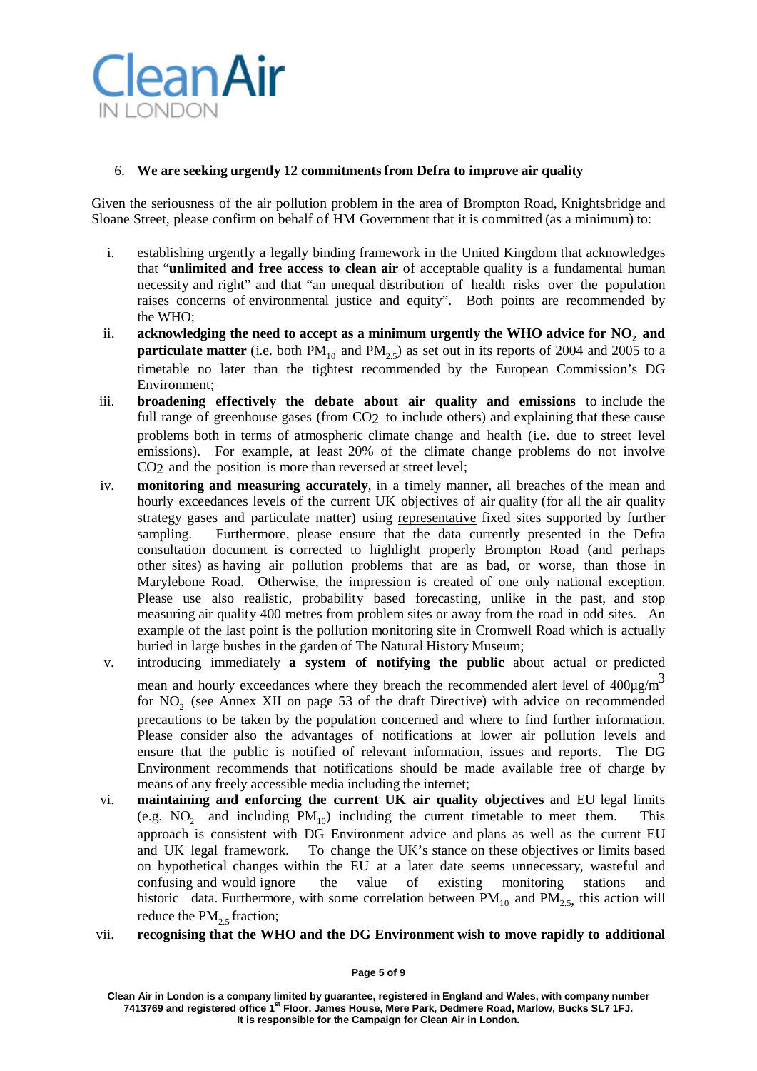6. **We are seeking urgently 12 commitments from Defra to improve air quality**

Given the seriousness of the air pollution problem in the area of Brompton Road, Knightsbridge and Sloane Street, please confirm on behalf of HM Government that it is committed (as a minimum) to:

i. establishing urgently a legally binding framework in the United Kingdom that acknowledges that "**unlimited and free access to clean air** of acceptable quality is a fundamental human necessity and right" and that "an unequal distribution of health risks over the population raises concerns of environmental justice and equity". Both points are recommended by the WHO;

ii. **acknowledging the need to accept as a minimum urgently the WHO advice for $NO_2$ and particulate matter** (i.e. both $PM_{10}$ and $PM_{2.5}$) as set out in its reports of 2004 and 2005 to a timetable no later than the tightest recommended by the European Commission's DG Environment;

iii. **broadening effectively the debate about air quality and emissions** to include the full range of greenhouse gases (from $CO_2$ to include others) and explaining that these cause problems both in terms of atmospheric climate change and health (i.e. due to street level emissions). For example, at least 20% of the climate change problems do not involve $CO_2$ and the position is more than reversed at street level;

iv. **monitoring and measuring accurately**, in a timely manner, all breaches of the mean and hourly exceedances levels of the current UK objectives of air quality (for all the air quality strategy gases and particulate matter) using representative fixed sites supported by further sampling. Furthermore, please ensure that the data currently presented in the Defra consultation document is corrected to highlight properly Brompton Road (and perhaps other sites) as having air pollution problems that are as bad, or worse, than those in Marylebone Road. Otherwise, the impression is created of one only national exception. Please use also realistic, probability based forecasting, unlike in the past, and stop measuring air quality 400 metres from problem sites or away from the road in odd sites. An example of the last point is the pollution monitoring site in Cromwell Road which is actually buried in large bushes in the garden of The Natural History Museum;

v. introducing immediately **a system of notifying the public** about actual or predicted mean and hourly exceedances where they breach the recommended alert level of $400\mu g/m^3$ for $NO_2$ (see Annex XII on page 53 of the draft Directive) with advice on recommended precautions to be taken by the population concerned and where to find further information. Please consider also the advantages of notifications at lower air pollution levels and ensure that the public is notified of relevant information, issues and reports. The DG Environment recommends that notifications should be made available free of charge by means of any freely accessible media including the internet;

vi. **maintaining and enforcing the current UK air quality objectives** and EU legal limits (e.g. $NO_2$ and including $PM_{10}$) including the current timetable to meet them. This approach is consistent with DG Environment advice and plans as well as the current EU and UK legal framework. To change the UK's stance on these objectives or limits based on hypothetical changes within the EU at a later date seems unnecessary, wasteful and confusing and would ignore the value of existing monitoring stations and historic data. Furthermore, with some correlation between $PM_{10}$ and $PM_{2.5}$, this action will reduce the $PM_{2.5}$ fraction;

vii. **recognising that the WHO and the DG Environment wish to move rapidly to additional**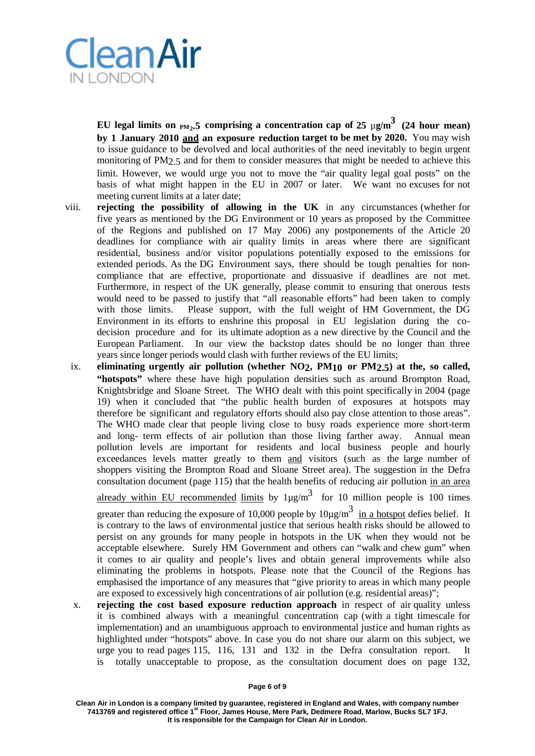**EU legal limits on $PM_{2.5}$ comprising a concentration cap of 25 µg/m$^3$ (24 hour mean) by 1 January 2010 and an exposure reduction target to be met by 2020.** You may wish to issue guidance to be devolved and local authorities of the need inevitably to begin urgent monitoring of $PM_{2.5}$ and for them to consider measures that might be needed to achieve this limit. However, we would urge you not to move the "air quality legal goal posts" on the basis of what might happen in the EU in 2007 or later. We want no excuses for not meeting current limits at a later date;

viii. **rejecting the possibility of allowing in the UK** in any circumstances (whether for five years as mentioned by the DG Environment or 10 years as proposed by the Committee of the Regions and published on 17 May 2006) any postponements of the Article 20 deadlines for compliance with air quality limits in areas where there are significant residential, business and/or visitor populations potentially exposed to the emissions for extended periods. As the DG Environment says, there should be tough penalties for non-compliance that are effective, proportionate and dissuasive if deadlines are not met. Furthermore, in respect of the UK generally, please commit to ensuring that onerous tests would need to be passed to justify that "all reasonable efforts" had been taken to comply with those limits. Please support, with the full weight of HM Government, the DG Environment in its efforts to enshrine this proposal in EU legislation during the co-decision procedure and for its ultimate adoption as a new directive by the Council and the European Parliament. In our view the backstop dates should be no longer than three years since longer periods would clash with further reviews of the EU limits;

ix. **eliminating urgently air pollution (whether $NO_2$, $PM_{10}$ or $PM_{2.5}$) at the, so called, "hotspots"** where these have high population densities such as around Brompton Road, Knightsbridge and Sloane Street. The WHO dealt with this point specifically in 2004 (page 19) when it concluded that "the public health burden of exposures at hotspots may therefore be significant and regulatory efforts should also pay close attention to those areas". The WHO made clear that people living close to busy roads experience more short-term and long- term effects of air pollution than those living farther away. Annual mean pollution levels are important for residents and local business people and hourly exceedances levels matter greatly to them and visitors (such as the large number of shoppers visiting the Brompton Road and Sloane Street area). The suggestion in the Defra consultation document (page 115) that the health benefits of reducing air pollution in an area already within EU recommended limits by 1µg/m$^3$ for 10 million people is 100 times greater than reducing the exposure of 10,000 people by 10µg/m$^3$ in a hotspot defies belief. It is contrary to the laws of environmental justice that serious health risks should be allowed to persist on any grounds for many people in hotspots in the UK when they would not be acceptable elsewhere. Surely HM Government and others can "walk and chew gum" when it comes to air quality and people's lives and obtain general improvements while also eliminating the problems in hotspots. Please note that the Council of the Regions has emphasised the importance of any measures that "give priority to areas in which many people are exposed to excessively high concentrations of air pollution (e.g. residential areas)";

x. **rejecting the cost based exposure reduction approach** in respect of air quality unless it is combined always with a meaningful concentration cap (with a tight timescale for implementation) and an unambiguous approach to environmental justice and human rights as highlighted under "hotspots" above. In case you do not share our alarm on this subject, we urge you to read pages 115, 116, 131 and 132 in the Defra consultation report. It is totally unacceptable to propose, as the consultation document does on page 132,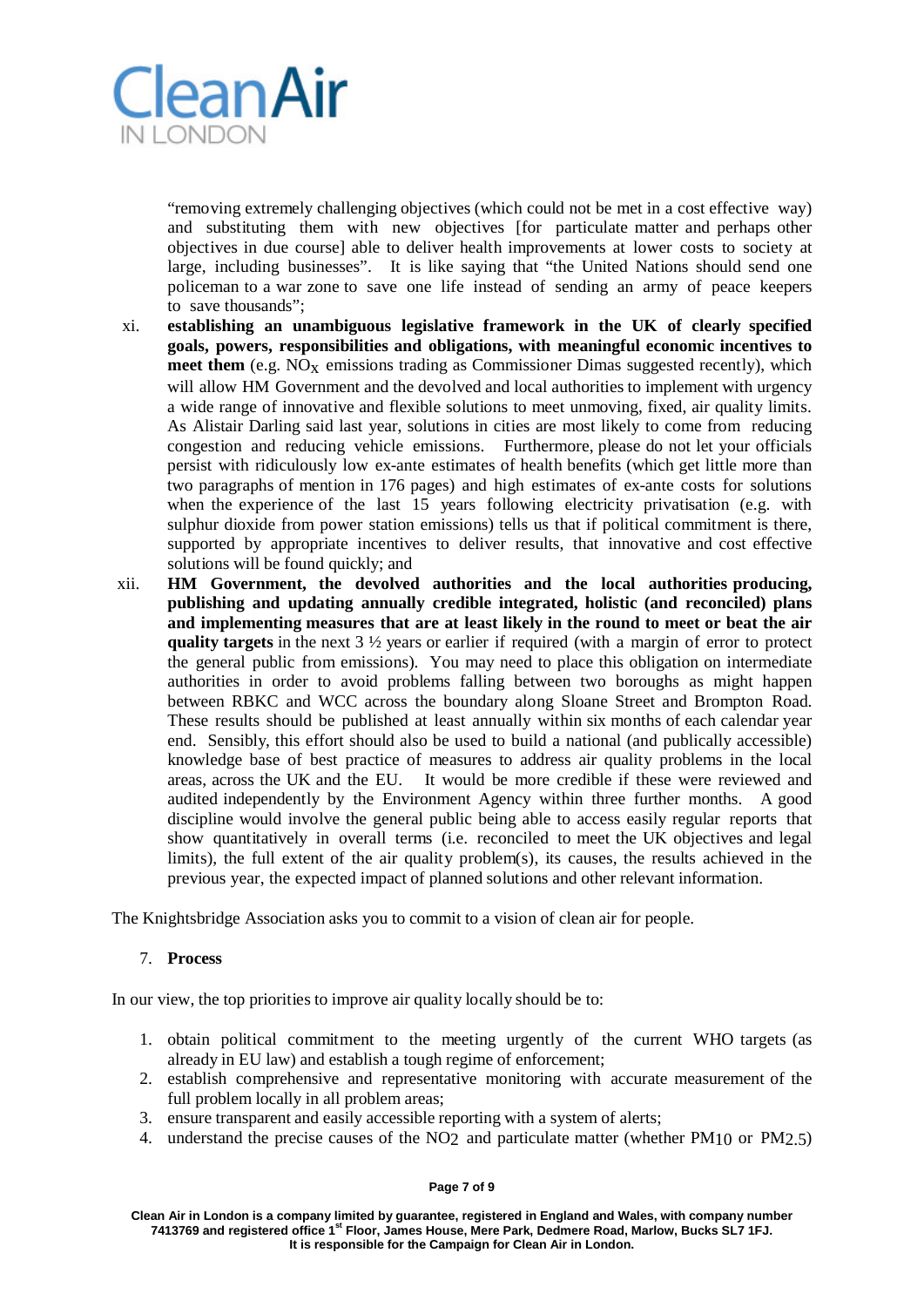"removing extremely challenging objectives (which could not be met in a cost effective way) and substituting them with new objectives [for particulate matter and perhaps other objectives in due course] able to deliver health improvements at lower costs to society at large, including businesses". It is like saying that "the United Nations should send one policeman to a war zone to save one life instead of sending an army of peace keepers to save thousands";

xi. **establishing an unambiguous legislative framework in the UK of clearly specified goals, powers, responsibilities and obligations, with meaningful economic incentives to meet them** (e.g. $NO_X$ emissions trading as Commissioner Dimas suggested recently), which will allow HM Government and the devolved and local authorities to implement with urgency a wide range of innovative and flexible solutions to meet unmoving, fixed, air quality limits. As Alistair Darling said last year, solutions in cities are most likely to come from reducing congestion and reducing vehicle emissions. Furthermore, please do not let your officials persist with ridiculously low ex-ante estimates of health benefits (which get little more than two paragraphs of mention in 176 pages) and high estimates of ex-ante costs for solutions when the experience of the last 15 years following electricity privatisation (e.g. with sulphur dioxide from power station emissions) tells us that if political commitment is there, supported by appropriate incentives to deliver results, that innovative and cost effective solutions will be found quickly; and

xii. **HM Government, the devolved authorities and the local authorities producing, publishing and updating annually credible integrated, holistic (and reconciled) plans and implementing measures that are at least likely in the round to meet or beat the air quality targets** in the next 3 ½ years or earlier if required (with a margin of error to protect the general public from emissions). You may need to place this obligation on intermediate authorities in order to avoid problems falling between two boroughs as might happen between RBKC and WCC across the boundary along Sloane Street and Brompton Road. These results should be published at least annually within six months of each calendar year end. Sensibly, this effort should also be used to build a national (and publically accessible) knowledge base of best practice of measures to address air quality problems in the local areas, across the UK and the EU. It would be more credible if these were reviewed and audited independently by the Environment Agency within three further months. A good discipline would involve the general public being able to access easily regular reports that show quantitatively in overall terms (i.e. reconciled to meet the UK objectives and legal limits), the full extent of the air quality problem(s), its causes, the results achieved in the previous year, the expected impact of planned solutions and other relevant information.

The Knightsbridge Association asks you to commit to a vision of clean air for people.

7. **Process**

In our view, the top priorities to improve air quality locally should be to:

1. obtain political commitment to the meeting urgently of the current WHO targets (as already in EU law) and establish a tough regime of enforcement;
2. establish comprehensive and representative monitoring with accurate measurement of the full problem locally in all problem areas;
3. ensure transparent and easily accessible reporting with a system of alerts;
4. understand the precise causes of the $NO_2$ and particulate matter (whether $PM_{10}$ or $PM_{2.5}$)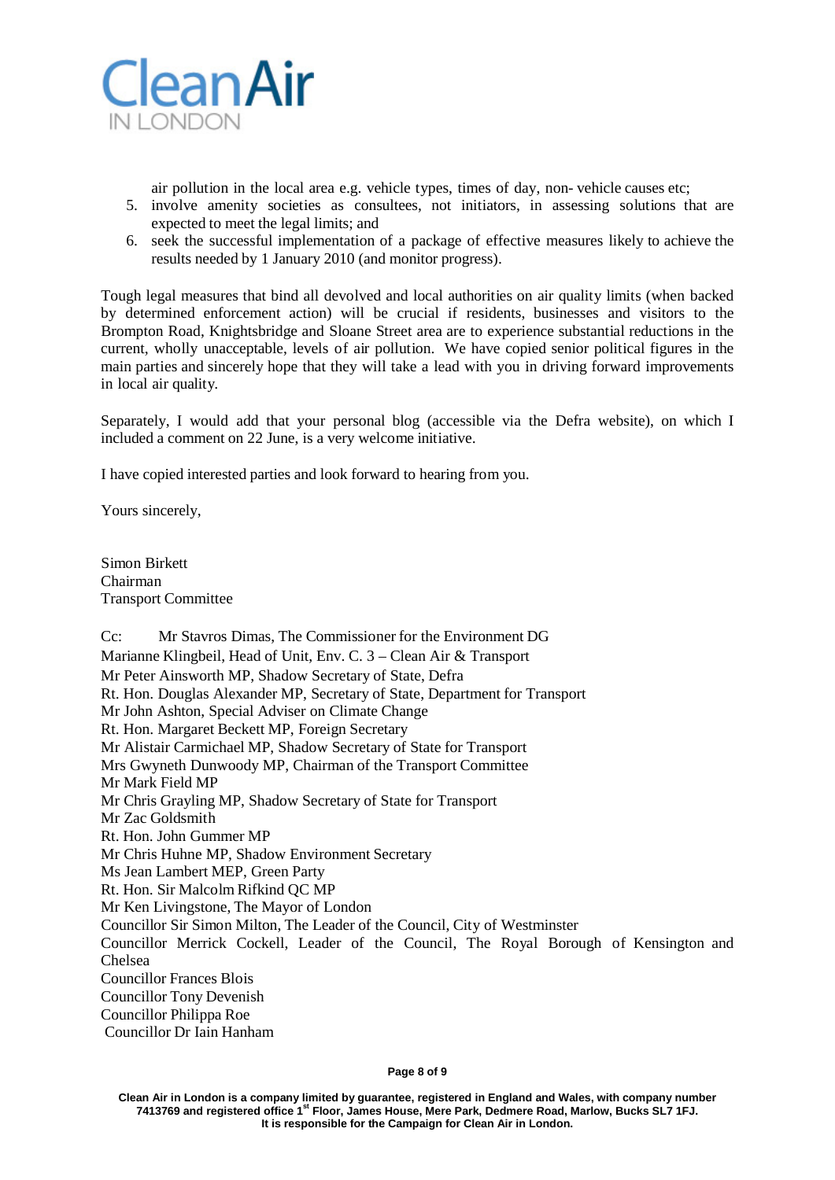air pollution in the local area e.g. vehicle types, times of day, non- vehicle causes etc;

5. involve amenity societies as consultees, not initiators, in assessing solutions that are expected to meet the legal limits; and
6. seek the successful implementation of a package of effective measures likely to achieve the results needed by 1 January 2010 (and monitor progress).

Tough legal measures that bind all devolved and local authorities on air quality limits (when backed by determined enforcement action) will be crucial if residents, businesses and visitors to the Brompton Road, Knightsbridge and Sloane Street area are to experience substantial reductions in the current, wholly unacceptable, levels of air pollution. We have copied senior political figures in the main parties and sincerely hope that they will take a lead with you in driving forward improvements in local air quality.

Separately, I would add that your personal blog (accessible via the Defra website), on which I included a comment on 22 June, is a very welcome initiative.

I have copied interested parties and look forward to hearing from you.

Yours sincerely,

Simon Birkett
Chairman
Transport Committee

Cc: Mr Stavros Dimas, The Commissioner for the Environment DG
Marianne Klingbeil, Head of Unit, Env. C. 3 – Clean Air & Transport
Mr Peter Ainsworth MP, Shadow Secretary of State, Defra
Rt. Hon. Douglas Alexander MP, Secretary of State, Department for Transport
Mr John Ashton, Special Adviser on Climate Change
Rt. Hon. Margaret Beckett MP, Foreign Secretary
Mr Alistair Carmichael MP, Shadow Secretary of State for Transport
Mrs Gwyneth Dunwoody MP, Chairman of the Transport Committee
Mr Mark Field MP
Mr Chris Grayling MP, Shadow Secretary of State for Transport
Mr Zac Goldsmith
Rt. Hon. John Gummer MP
Mr Chris Huhne MP, Shadow Environment Secretary
Ms Jean Lambert MEP, Green Party
Rt. Hon. Sir Malcolm Rifkind QC MP
Mr Ken Livingstone, The Mayor of London
Councillor Sir Simon Milton, The Leader of the Council, City of Westminster
Councillor Merrick Cockell, Leader of the Council, The Royal Borough of Kensington and Chelsea
Councillor Frances Blois
Councillor Tony Devenish
Councillor Philippa Roe
Councillor Dr Iain Hanham

Clean Air in London is a company limited by guarantee, registered in England and Wales, with company number 7413769 and registered office 1st Floor, James House, Mere Park, Dedmere Road, Marlow, Bucks SL7 1FJ. It is responsible for the Campaign for Clean Air in London.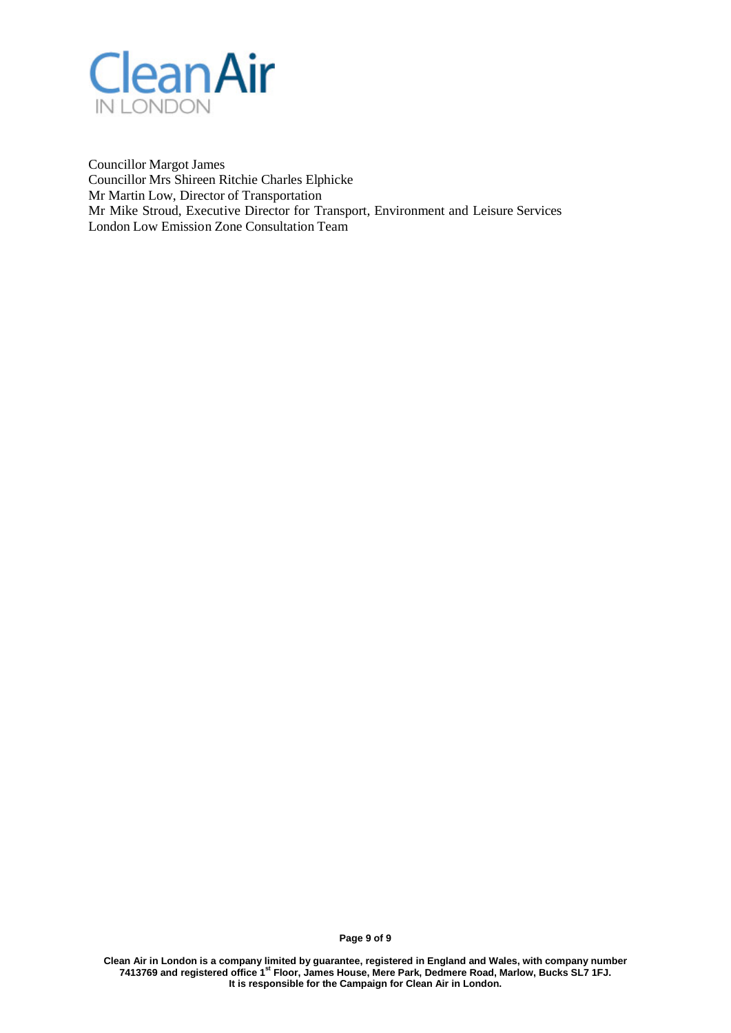Councillor Margot James
Councillor Mrs Shireen Ritchie Charles Elphicke
Mr Martin Low, Director of Transportation
Mr Mike Stroud, Executive Director for Transport, Environment and Leisure Services
London Low Emission Zone Consultation Team